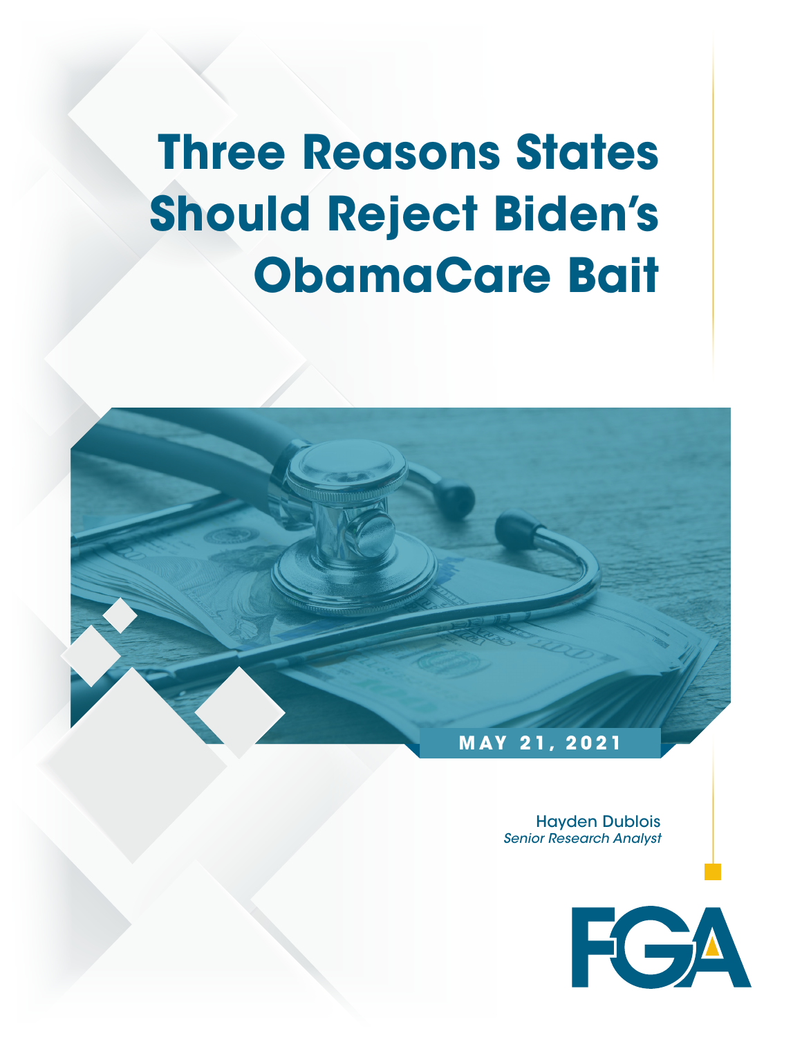# Three Reasons States Should Reject Biden's ObamaCare Bait

**MAY 21, 2021**

Hayden Dublois
*Senior Research Analyst*

FGA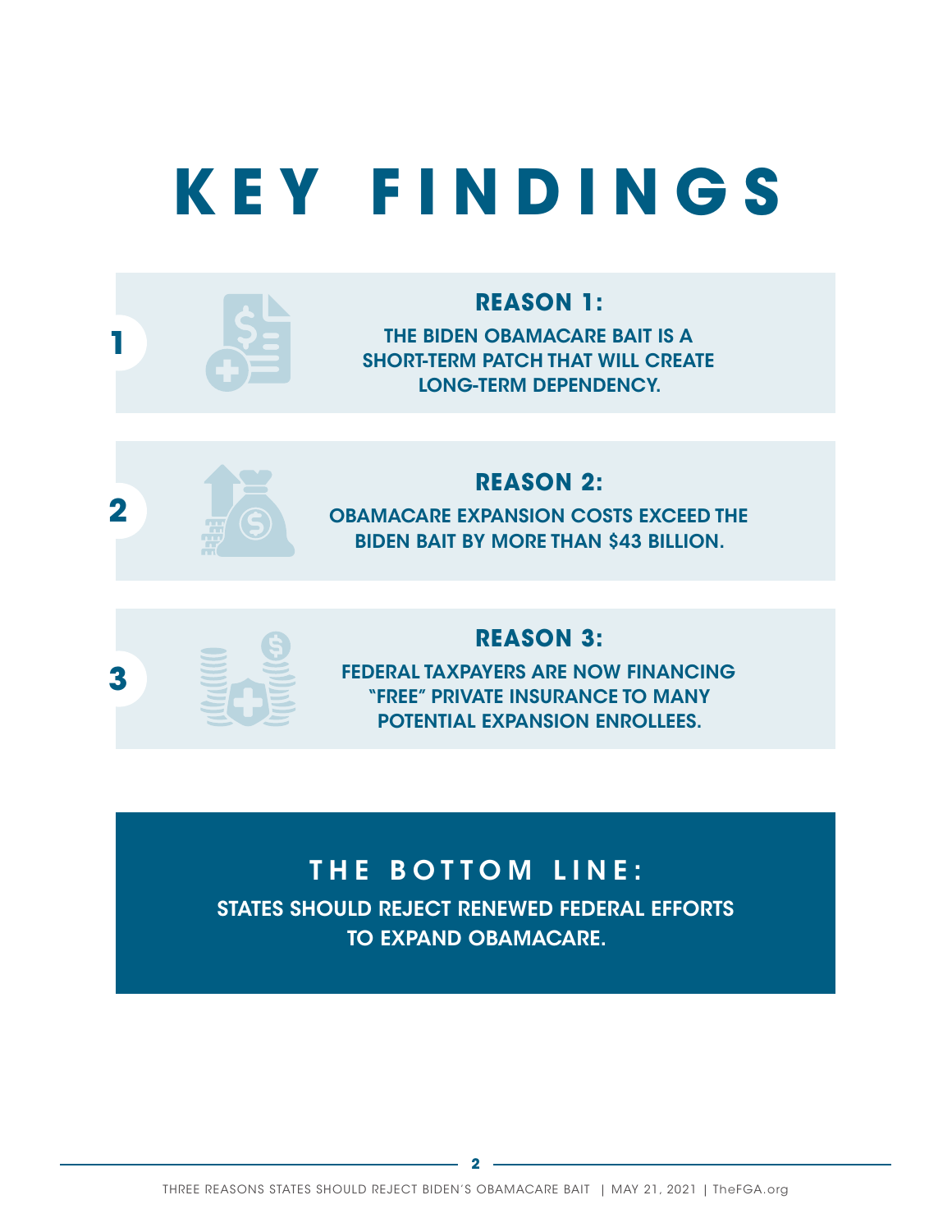# KEY FINDINGS

1

### REASON 1:

THE BIDEN OBAMACARE BAIT IS A SHORT-TERM PATCH THAT WILL CREATE LONG-TERM DEPENDENCY.

2

### REASON 2:

OBAMACARE EXPANSION COSTS EXCEED THE BIDEN BAIT BY MORE THAN $43 BILLION.

3

### REASON 3:

FEDERAL TAXPAYERS ARE NOW FINANCING "FREE" PRIVATE INSURANCE TO MANY POTENTIAL EXPANSION ENROLLEES.

## THE BOTTOM LINE:

STATES SHOULD REJECT RENEWED FEDERAL EFFORTS TO EXPAND OBAMACARE.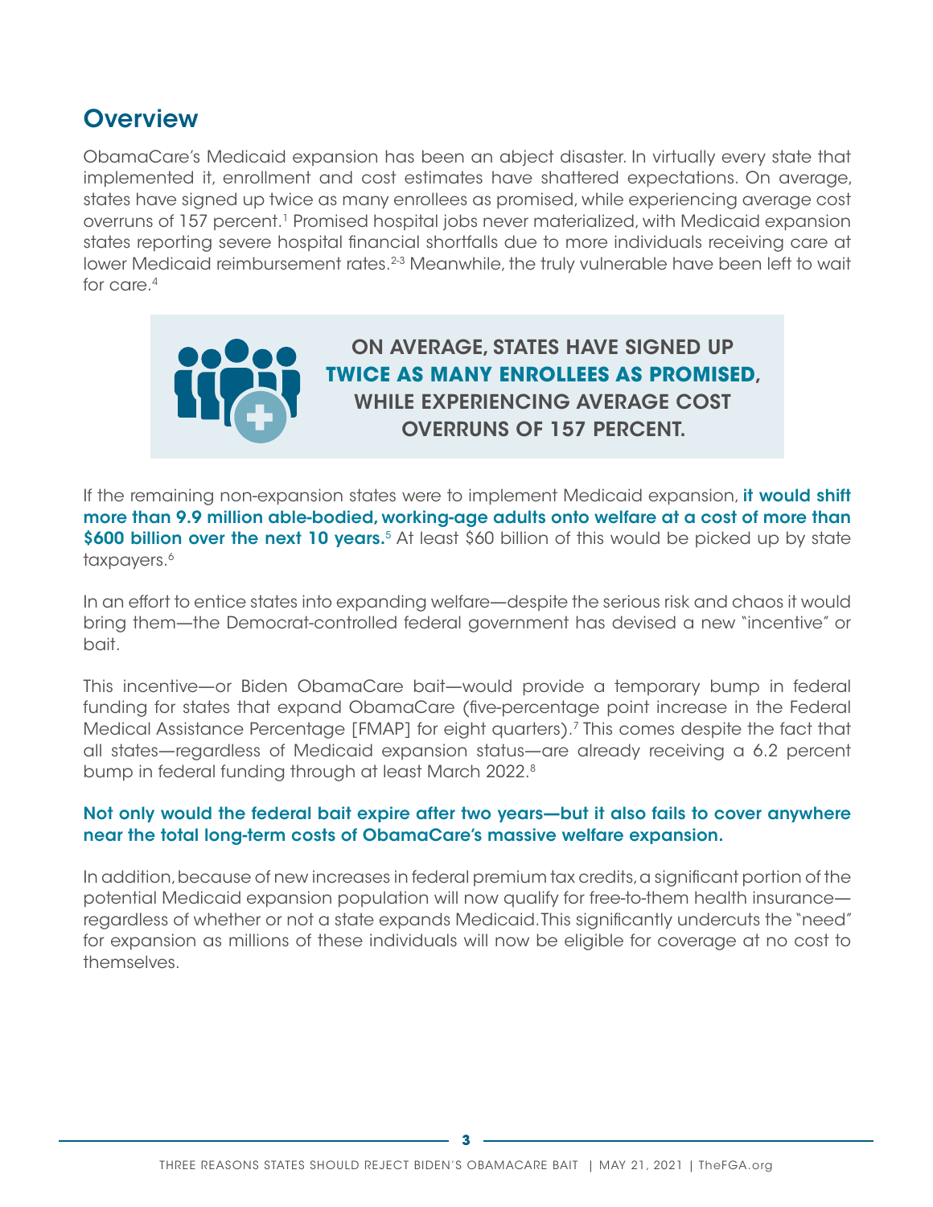## Overview

ObamaCare's Medicaid expansion has been an abject disaster. In virtually every state that implemented it, enrollment and cost estimates have shattered expectations. On average, states have signed up twice as many enrollees as promised, while experiencing average cost overruns of 157 percent.[1] Promised hospital jobs never materialized, with Medicaid expansion states reporting severe hospital financial shortfalls due to more individuals receiving care at lower Medicaid reimbursement rates.[2-3] Meanwhile, the truly vulnerable have been left to wait for care.[4]

**ON AVERAGE, STATES HAVE SIGNED UP TWICE AS MANY ENROLLEES AS PROMISED, WHILE EXPERIENCING AVERAGE COST OVERRUNS OF 157 PERCENT.**

If the remaining non-expansion states were to implement Medicaid expansion, **it would shift more than 9.9 million able-bodied, working-age adults onto welfare at a cost of more than $600 billion over the next 10 years.**[5] At least $60 billion of this would be picked up by state taxpayers.[6]

In an effort to entice states into expanding welfare—despite the serious risk and chaos it would bring them—the Democrat-controlled federal government has devised a new "incentive" or bait.

This incentive—or Biden ObamaCare bait—would provide a temporary bump in federal funding for states that expand ObamaCare (five-percentage point increase in the Federal Medical Assistance Percentage [FMAP] for eight quarters).[7] This comes despite the fact that all states—regardless of Medicaid expansion status—are already receiving a 6.2 percent bump in federal funding through at least March 2022.[8]

**Not only would the federal bait expire after two years—but it also fails to cover anywhere near the total long-term costs of ObamaCare's massive welfare expansion.**

In addition, because of new increases in federal premium tax credits, a significant portion of the potential Medicaid expansion population will now qualify for free-to-them health insurance—regardless of whether or not a state expands Medicaid. This significantly undercuts the "need" for expansion as millions of these individuals will now be eligible for coverage at no cost to themselves.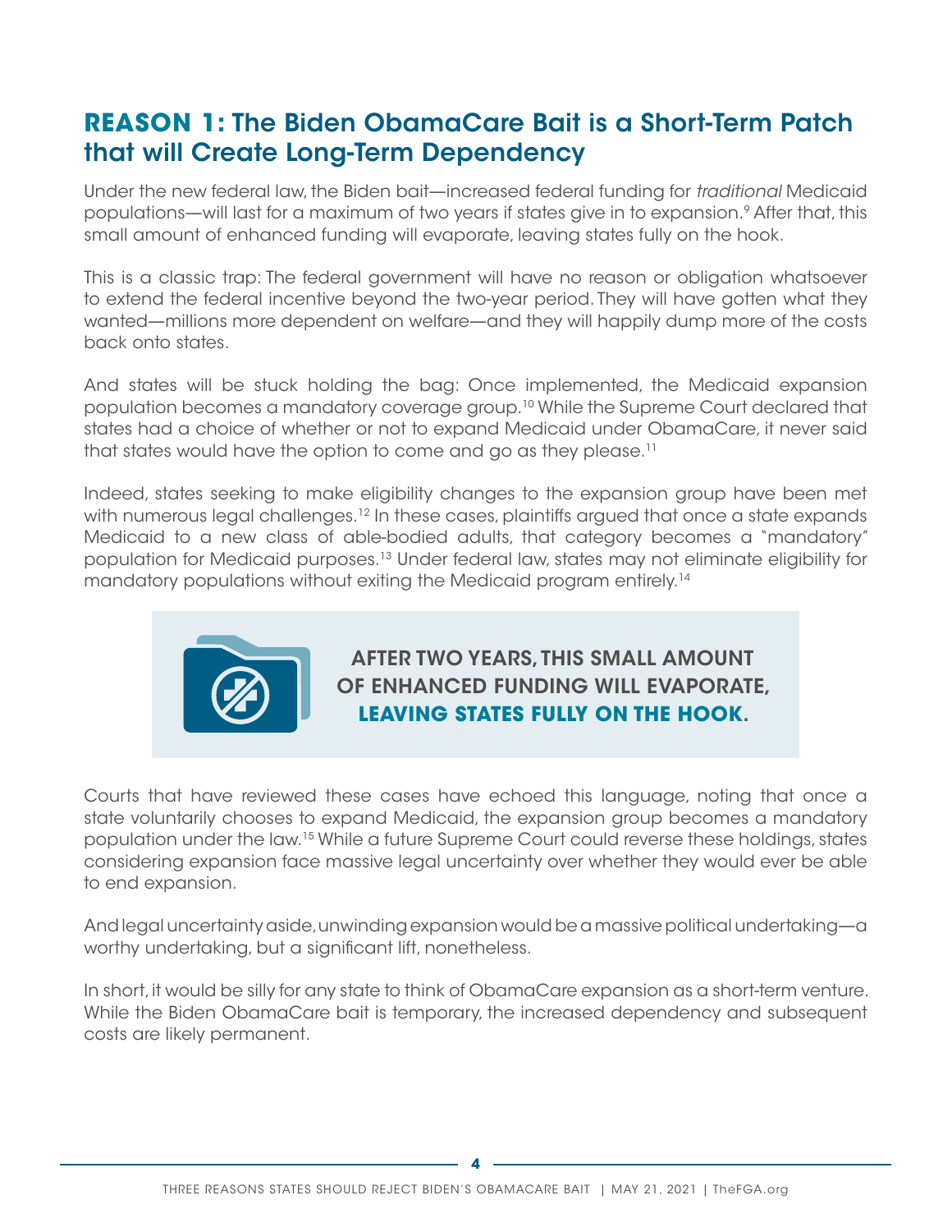## REASON 1: The Biden ObamaCare Bait is a Short-Term Patch that will Create Long-Term Dependency

Under the new federal law, the Biden bait—increased federal funding for *traditional* Medicaid populations—will last for a maximum of two years if states give in to expansion.[9] After that, this small amount of enhanced funding will evaporate, leaving states fully on the hook.

This is a classic trap: The federal government will have no reason or obligation whatsoever to extend the federal incentive beyond the two-year period. They will have gotten what they wanted—millions more dependent on welfare—and they will happily dump more of the costs back onto states.

And states will be stuck holding the bag: Once implemented, the Medicaid expansion population becomes a mandatory coverage group.[10] While the Supreme Court declared that states had a choice of whether or not to expand Medicaid under ObamaCare, it never said that states would have the option to come and go as they please.[11]

Indeed, states seeking to make eligibility changes to the expansion group have been met with numerous legal challenges.[12] In these cases, plaintiffs argued that once a state expands Medicaid to a new class of able-bodied adults, that category becomes a "mandatory" population for Medicaid purposes.[13] Under federal law, states may not eliminate eligibility for mandatory populations without exiting the Medicaid program entirely.[14]

**AFTER TWO YEARS, THIS SMALL AMOUNT OF ENHANCED FUNDING WILL EVAPORATE, LEAVING STATES FULLY ON THE HOOK.**

Courts that have reviewed these cases have echoed this language, noting that once a state voluntarily chooses to expand Medicaid, the expansion group becomes a mandatory population under the law.[15] While a future Supreme Court could reverse these holdings, states considering expansion face massive legal uncertainty over whether they would ever be able to end expansion.

And legal uncertainty aside, unwinding expansion would be a massive political undertaking—a worthy undertaking, but a significant lift, nonetheless.

In short, it would be silly for any state to think of ObamaCare expansion as a short-term venture. While the Biden ObamaCare bait is temporary, the increased dependency and subsequent costs are likely permanent.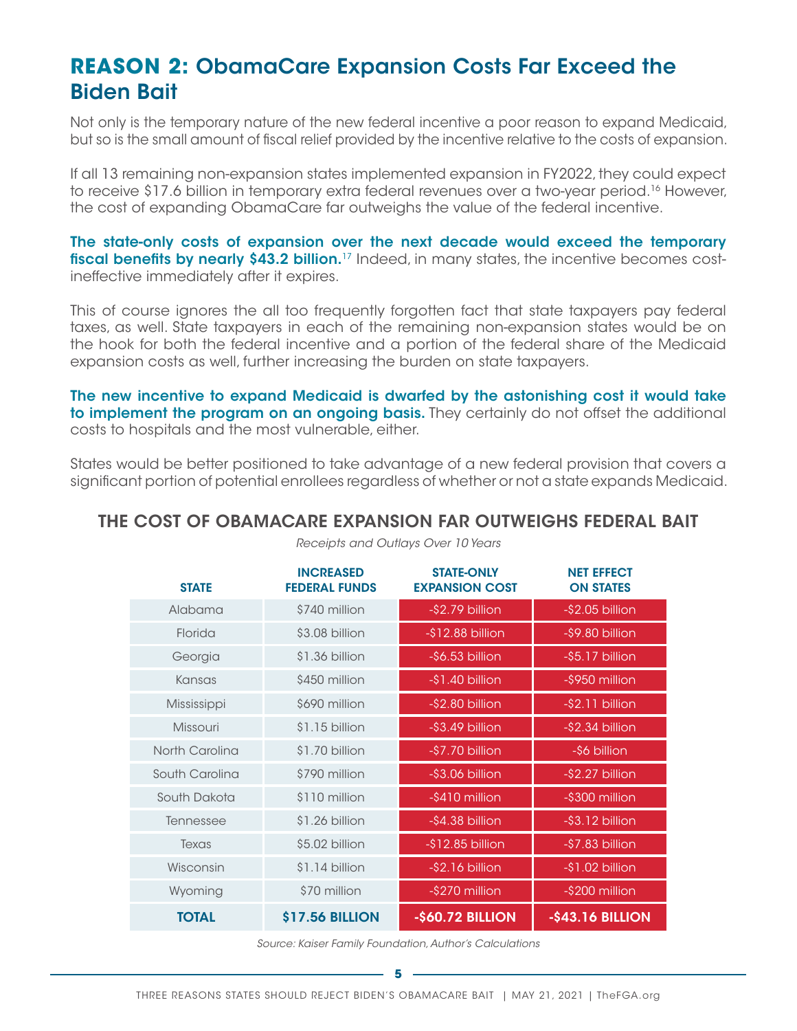## REASON 2: ObamaCare Expansion Costs Far Exceed the Biden Bait

Not only is the temporary nature of the new federal incentive a poor reason to expand Medicaid, but so is the small amount of fiscal relief provided by the incentive relative to the costs of expansion.

If all 13 remaining non-expansion states implemented expansion in FY2022, they could expect to receive $17.6 billion in temporary extra federal revenues over a two-year period.[16] However, the cost of expanding ObamaCare far outweighs the value of the federal incentive.

**The state-only costs of expansion over the next decade would exceed the temporary fiscal benefits by nearly $43.2 billion.**[17] Indeed, in many states, the incentive becomes cost-ineffective immediately after it expires.

This of course ignores the all too frequently forgotten fact that state taxpayers pay federal taxes, as well. State taxpayers in each of the remaining non-expansion states would be on the hook for both the federal incentive and a portion of the federal share of the Medicaid expansion costs as well, further increasing the burden on state taxpayers.

**The new incentive to expand Medicaid is dwarfed by the astonishing cost it would take to implement the program on an ongoing basis.** They certainly do not offset the additional costs to hospitals and the most vulnerable, either.

States would be better positioned to take advantage of a new federal provision that covers a significant portion of potential enrollees regardless of whether or not a state expands Medicaid.

### THE COST OF OBAMACARE EXPANSION FAR OUTWEIGHS FEDERAL BAIT

*Receipts and Outlays Over 10 Years*

| STATE | INCREASED FEDERAL FUNDS | STATE-ONLY EXPANSION COST | NET EFFECT ON STATES |
|---|---|---|---|
| Alabama | $740 million | -$2.79 billion | -$2.05 billion |
| Florida | $3.08 billion | -$12.88 billion | -$9.80 billion |
| Georgia | $1.36 billion | -$6.53 billion | -$5.17 billion |
| Kansas | $450 million | -$1.40 billion | -$950 million |
| Mississippi | $690 million | -$2.80 billion | -$2.11 billion |
| Missouri | $1.15 billion | -$3.49 billion | -$2.34 billion |
| North Carolina | $1.70 billion | -$7.70 billion | -$6 billion |
| South Carolina | $790 million | -$3.06 billion | -$2.27 billion |
| South Dakota | $110 million | -$410 million | -$300 million |
| Tennessee | $1.26 billion | -$4.38 billion | -$3.12 billion |
| Texas | $5.02 billion | -$12.85 billion | -$7.83 billion |
| Wisconsin | $1.14 billion | -$2.16 billion | -$1.02 billion |
| Wyoming | $70 million | -$270 million | -$200 million |
| **TOTAL** | **$17.56 BILLION** | **-$60.72 BILLION** | **-$43.16 BILLION** |

*Source: Kaiser Family Foundation, Author's Calculations*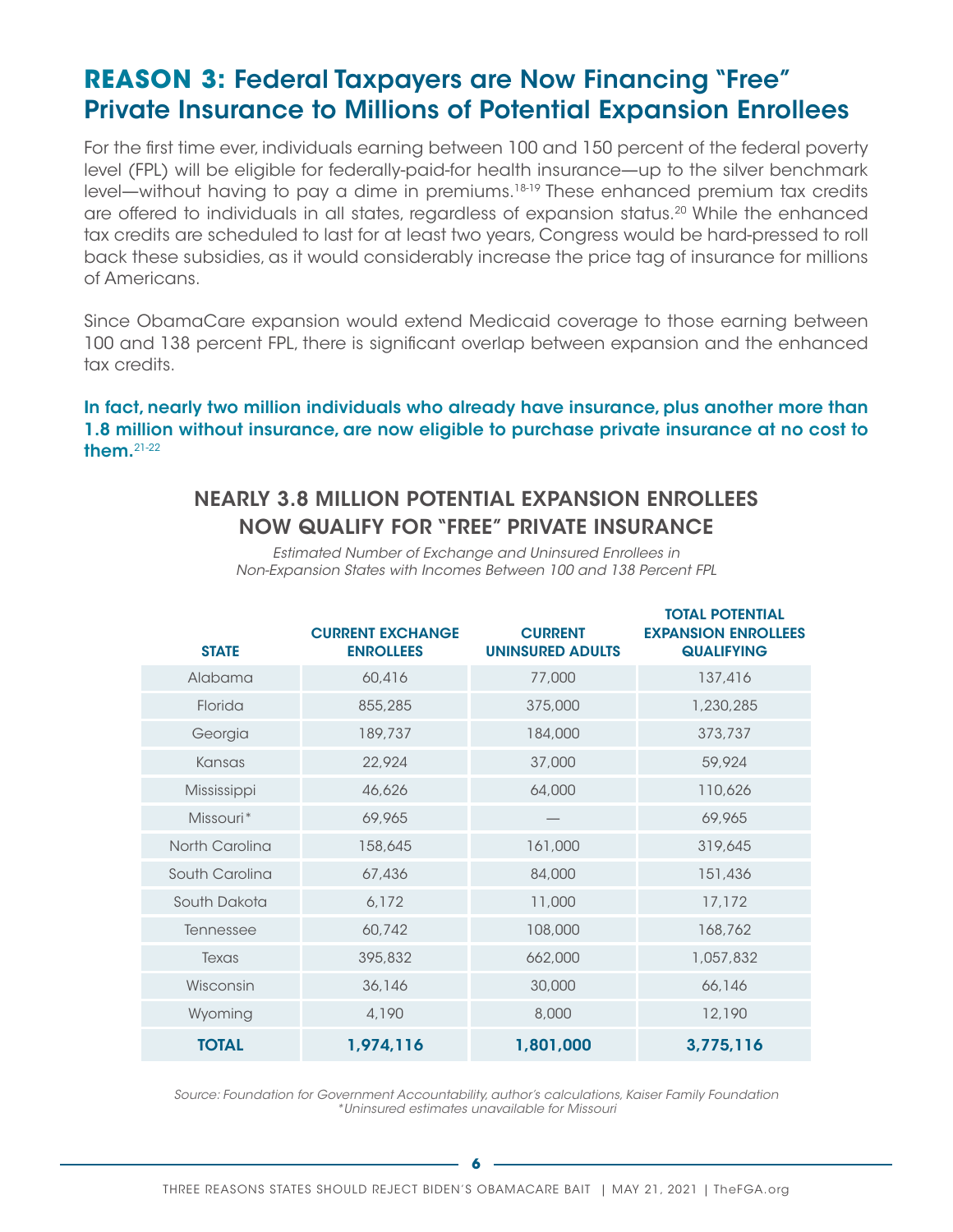## REASON 3: Federal Taxpayers are Now Financing "Free" Private Insurance to Millions of Potential Expansion Enrollees

For the first time ever, individuals earning between 100 and 150 percent of the federal poverty level (FPL) will be eligible for federally-paid-for health insurance—up to the silver benchmark level—without having to pay a dime in premiums.[18-19] These enhanced premium tax credits are offered to individuals in all states, regardless of expansion status.[20] While the enhanced tax credits are scheduled to last for at least two years, Congress would be hard-pressed to roll back these subsidies, as it would considerably increase the price tag of insurance for millions of Americans.

Since ObamaCare expansion would extend Medicaid coverage to those earning between 100 and 138 percent FPL, there is significant overlap between expansion and the enhanced tax credits.

**In fact, nearly two million individuals who already have insurance, plus another more than 1.8 million without insurance, are now eligible to purchase private insurance at no cost to them.**[21-22]

### NEARLY 3.8 MILLION POTENTIAL EXPANSION ENROLLEES NOW QUALIFY FOR "FREE" PRIVATE INSURANCE

*Estimated Number of Exchange and Uninsured Enrollees in Non-Expansion States with Incomes Between 100 and 138 Percent FPL*

| STATE | CURRENT EXCHANGE ENROLLEES | CURRENT UNINSURED ADULTS | TOTAL POTENTIAL EXPANSION ENROLLEES QUALIFYING |
|---|---|---|---|
| Alabama | 60,416 | 77,000 | 137,416 |
| Florida | 855,285 | 375,000 | 1,230,285 |
| Georgia | 189,737 | 184,000 | 373,737 |
| Kansas | 22,924 | 37,000 | 59,924 |
| Mississippi | 46,626 | 64,000 | 110,626 |
| Missouri* | 69,965 | — | 69,965 |
| North Carolina | 158,645 | 161,000 | 319,645 |
| South Carolina | 67,436 | 84,000 | 151,436 |
| South Dakota | 6,172 | 11,000 | 17,172 |
| Tennessee | 60,742 | 108,000 | 168,762 |
| Texas | 395,832 | 662,000 | 1,057,832 |
| Wisconsin | 36,146 | 30,000 | 66,146 |
| Wyoming | 4,190 | 8,000 | 12,190 |
| **TOTAL** | **1,974,116** | **1,801,000** | **3,775,116** |

*Source: Foundation for Government Accountability, author's calculations, Kaiser Family Foundation*
*\*Uninsured estimates unavailable for Missouri*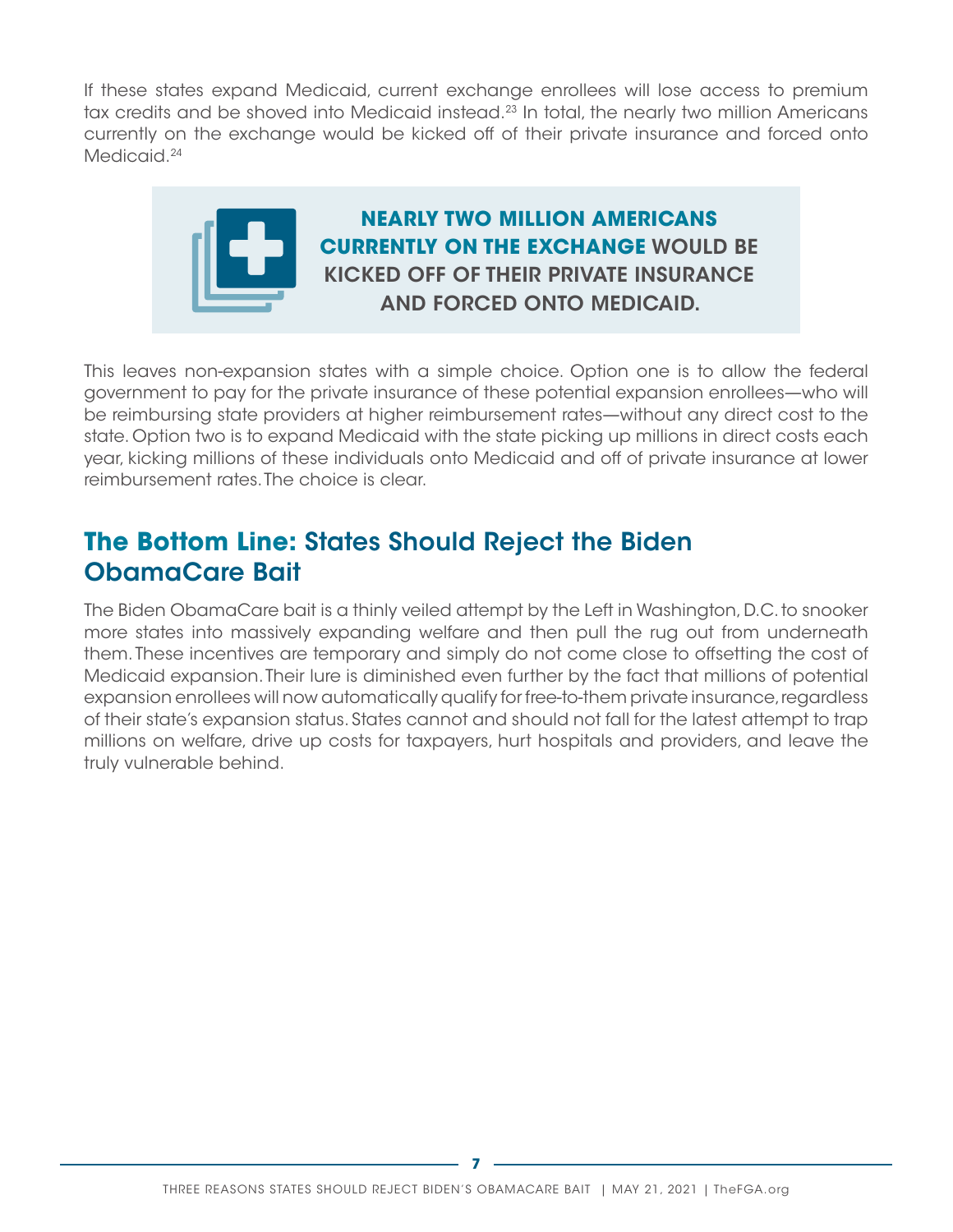If these states expand Medicaid, current exchange enrollees will lose access to premium tax credits and be shoved into Medicaid instead.[23] In total, the nearly two million Americans currently on the exchange would be kicked off of their private insurance and forced onto Medicaid.[24]

**NEARLY TWO MILLION AMERICANS CURRENTLY ON THE EXCHANGE WOULD BE KICKED OFF OF THEIR PRIVATE INSURANCE AND FORCED ONTO MEDICAID.**

This leaves non-expansion states with a simple choice. Option one is to allow the federal government to pay for the private insurance of these potential expansion enrollees—who will be reimbursing state providers at higher reimbursement rates—without any direct cost to the state. Option two is to expand Medicaid with the state picking up millions in direct costs each year, kicking millions of these individuals onto Medicaid and off of private insurance at lower reimbursement rates. The choice is clear.

## The Bottom Line: States Should Reject the Biden ObamaCare Bait

The Biden ObamaCare bait is a thinly veiled attempt by the Left in Washington, D.C. to snooker more states into massively expanding welfare and then pull the rug out from underneath them. These incentives are temporary and simply do not come close to offsetting the cost of Medicaid expansion. Their lure is diminished even further by the fact that millions of potential expansion enrollees will now automatically qualify for free-to-them private insurance, regardless of their state's expansion status. States cannot and should not fall for the latest attempt to trap millions on welfare, drive up costs for taxpayers, hurt hospitals and providers, and leave the truly vulnerable behind.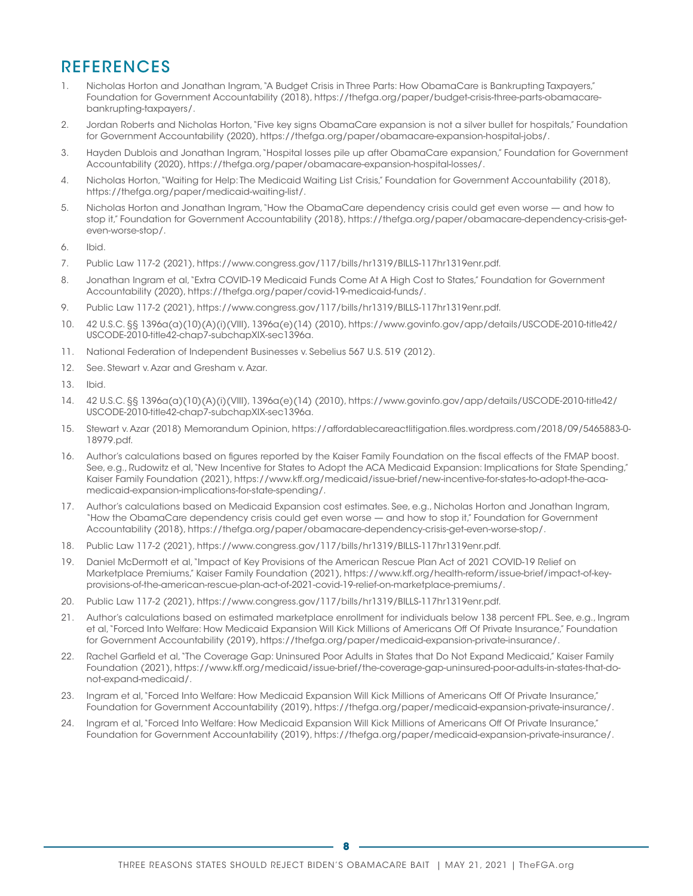## REFERENCES

1. Nicholas Horton and Jonathan Ingram, "A Budget Crisis in Three Parts: How ObamaCare is Bankrupting Taxpayers," Foundation for Government Accountability (2018), https://thefga.org/paper/budget-crisis-three-parts-obamacare-bankrupting-taxpayers/.
2. Jordan Roberts and Nicholas Horton, "Five key signs ObamaCare expansion is not a silver bullet for hospitals," Foundation for Government Accountability (2020), https://thefga.org/paper/obamacare-expansion-hospital-jobs/.
3. Hayden Dublois and Jonathan Ingram, "Hospital losses pile up after ObamaCare expansion," Foundation for Government Accountability (2020), https://thefga.org/paper/obamacare-expansion-hospital-losses/.
4. Nicholas Horton, "Waiting for Help: The Medicaid Waiting List Crisis," Foundation for Government Accountability (2018), https://thefga.org/paper/medicaid-waiting-list/.
5. Nicholas Horton and Jonathan Ingram, "How the ObamaCare dependency crisis could get even worse — and how to stop it," Foundation for Government Accountability (2018), https://thefga.org/paper/obamacare-dependency-crisis-get-even-worse-stop/.
6. Ibid.
7. Public Law 117-2 (2021), https://www.congress.gov/117/bills/hr1319/BILLS-117hr1319enr.pdf.
8. Jonathan Ingram et al, "Extra COVID-19 Medicaid Funds Come At A High Cost to States," Foundation for Government Accountability (2020), https://thefga.org/paper/covid-19-medicaid-funds/.
9. Public Law 117-2 (2021), https://www.congress.gov/117/bills/hr1319/BILLS-117hr1319enr.pdf.
10. 42 U.S.C. §§ 1396a(a)(10)(A)(i)(VIII), 1396a(e)(14) (2010), https://www.govinfo.gov/app/details/USCODE-2010-title42/USCODE-2010-title42-chap7-subchapXIX-sec1396a.
11. National Federation of Independent Businesses v. Sebelius 567 U.S. 519 (2012).
12. See. Stewart v. Azar and Gresham v. Azar.
13. Ibid.
14. 42 U.S.C. §§ 1396a(a)(10)(A)(i)(VIII), 1396a(e)(14) (2010), https://www.govinfo.gov/app/details/USCODE-2010-title42/USCODE-2010-title42-chap7-subchapXIX-sec1396a.
15. Stewart v. Azar (2018) Memorandum Opinion, https://affordablecareactlitigation.files.wordpress.com/2018/09/5465883-0-18979.pdf.
16. Author's calculations based on figures reported by the Kaiser Family Foundation on the fiscal effects of the FMAP boost. See, e.g., Rudowitz et al, "New Incentive for States to Adopt the ACA Medicaid Expansion: Implications for State Spending," Kaiser Family Foundation (2021), https://www.kff.org/medicaid/issue-brief/new-incentive-for-states-to-adopt-the-aca-medicaid-expansion-implications-for-state-spending/.
17. Author's calculations based on Medicaid Expansion cost estimates. See, e.g., Nicholas Horton and Jonathan Ingram, "How the ObamaCare dependency crisis could get even worse — and how to stop it," Foundation for Government Accountability (2018), https://thefga.org/paper/obamacare-dependency-crisis-get-even-worse-stop/.
18. Public Law 117-2 (2021), https://www.congress.gov/117/bills/hr1319/BILLS-117hr1319enr.pdf.
19. Daniel McDermott et al, "Impact of Key Provisions of the American Rescue Plan Act of 2021 COVID-19 Relief on Marketplace Premiums," Kaiser Family Foundation (2021), https://www.kff.org/health-reform/issue-brief/impact-of-key-provisions-of-the-american-rescue-plan-act-of-2021-covid-19-relief-on-marketplace-premiums/.
20. Public Law 117-2 (2021), https://www.congress.gov/117/bills/hr1319/BILLS-117hr1319enr.pdf.
21. Author's calculations based on estimated marketplace enrollment for individuals below 138 percent FPL. See, e.g., Ingram et al, "Forced Into Welfare: How Medicaid Expansion Will Kick Millions of Americans Off Of Private Insurance," Foundation for Government Accountability (2019), https://thefga.org/paper/medicaid-expansion-private-insurance/.
22. Rachel Garfield et al, "The Coverage Gap: Uninsured Poor Adults in States that Do Not Expand Medicaid," Kaiser Family Foundation (2021), https://www.kff.org/medicaid/issue-brief/the-coverage-gap-uninsured-poor-adults-in-states-that-do-not-expand-medicaid/.
23. Ingram et al, "Forced Into Welfare: How Medicaid Expansion Will Kick Millions of Americans Off Of Private Insurance," Foundation for Government Accountability (2019), https://thefga.org/paper/medicaid-expansion-private-insurance/.
24. Ingram et al, "Forced Into Welfare: How Medicaid Expansion Will Kick Millions of Americans Off Of Private Insurance," Foundation for Government Accountability (2019), https://thefga.org/paper/medicaid-expansion-private-insurance/.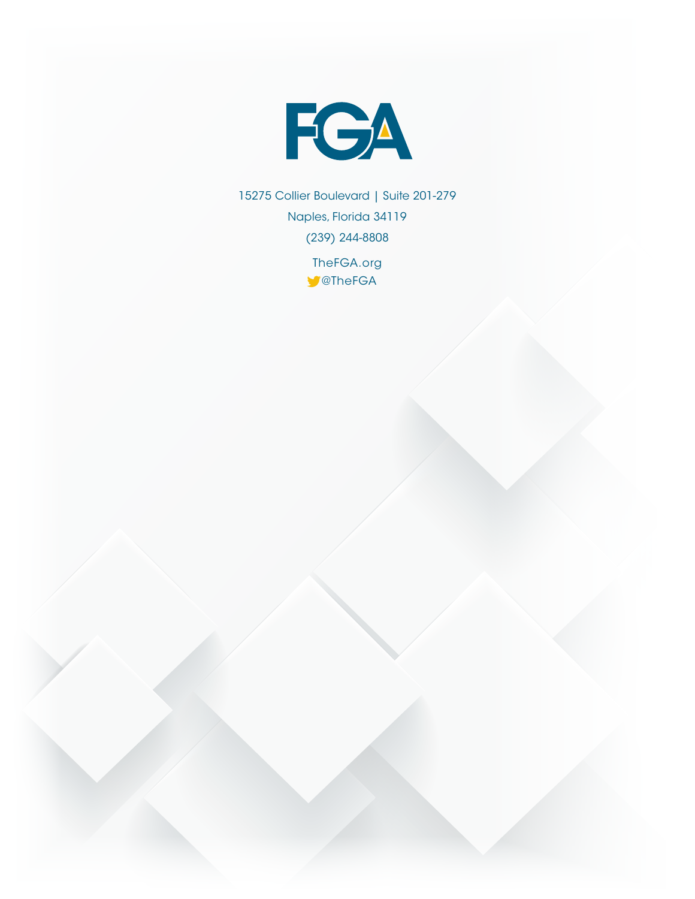FGA

15275 Collier Boulevard | Suite 201-279

Naples, Florida 34119

(239) 244-8808

TheFGA.org

@TheFGA